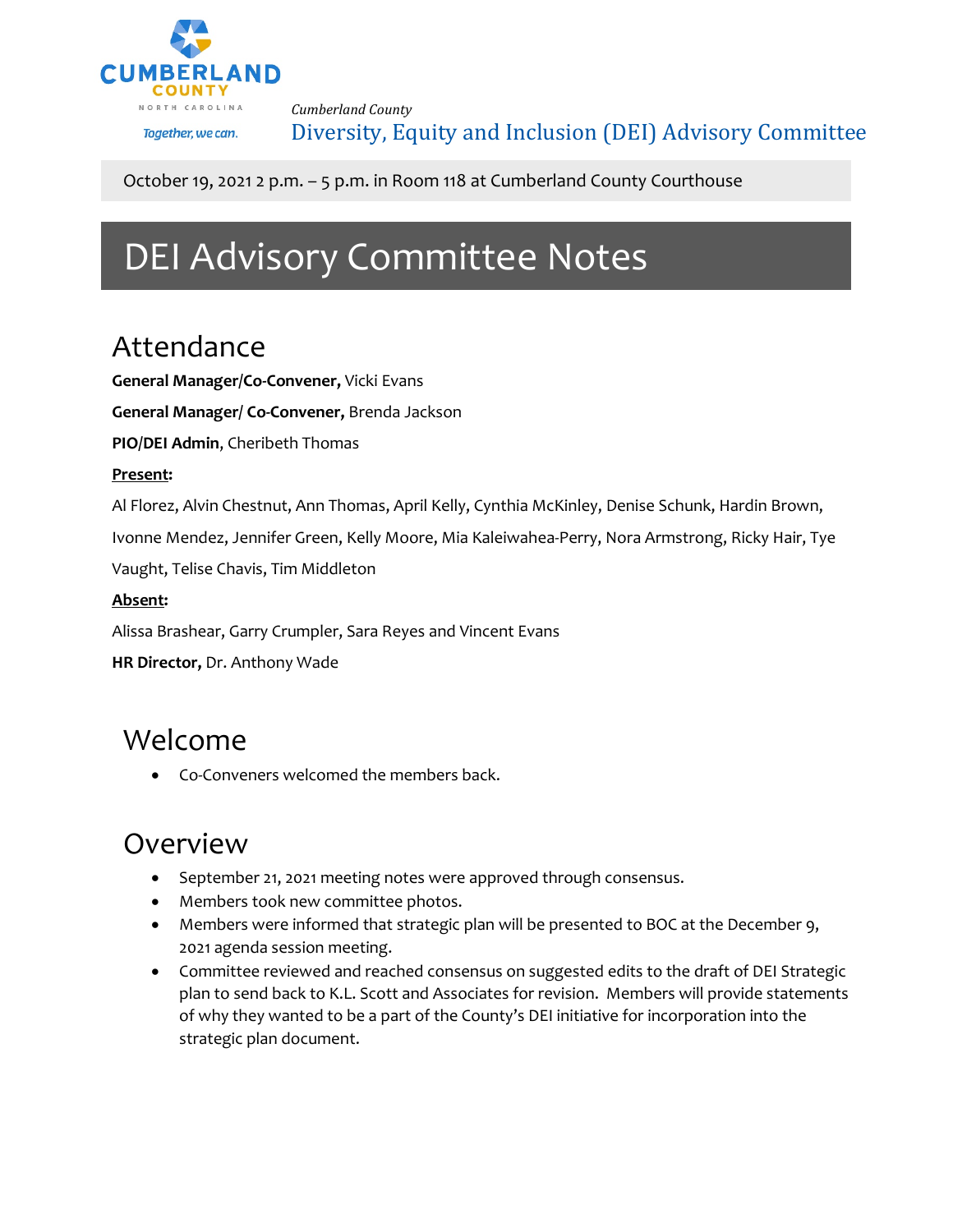CUMBERLAND COUNTY

NORTH CAROLINA

Together, we can.

*Cumberland County*

Diversity, Equity and Inclusion (DEI) Advisory Committee

October 19, 2021 2 p.m. – 5 p.m. in Room 118 at Cumberland County Courthouse

# DEI Advisory Committee Notes

## Attendance

**General Manager/Co-Convener,** Vicki Evans

**General Manager/ Co-Convener,** Brenda Jackson

**PIO/DEI Admin**, Cheribeth Thomas

**Present:**

Al Florez, Alvin Chestnut, Ann Thomas, April Kelly, Cynthia McKinley, Denise Schunk, Hardin Brown, Ivonne Mendez, Jennifer Green, Kelly Moore, Mia Kaleiwahea-Perry, Nora Armstrong, Ricky Hair, Tye Vaught, Telise Chavis, Tim Middleton

**Absent:**

Alissa Brashear, Garry Crumpler, Sara Reyes and Vincent Evans

**HR Director,** Dr. Anthony Wade

## Welcome

- Co-Conveners welcomed the members back.

## Overview

- September 21, 2021 meeting notes were approved through consensus.
- Members took new committee photos.
- Members were informed that strategic plan will be presented to BOC at the December 9, 2021 agenda session meeting.
- Committee reviewed and reached consensus on suggested edits to the draft of DEI Strategic plan to send back to K.L. Scott and Associates for revision. Members will provide statements of why they wanted to be a part of the County's DEI initiative for incorporation into the strategic plan document.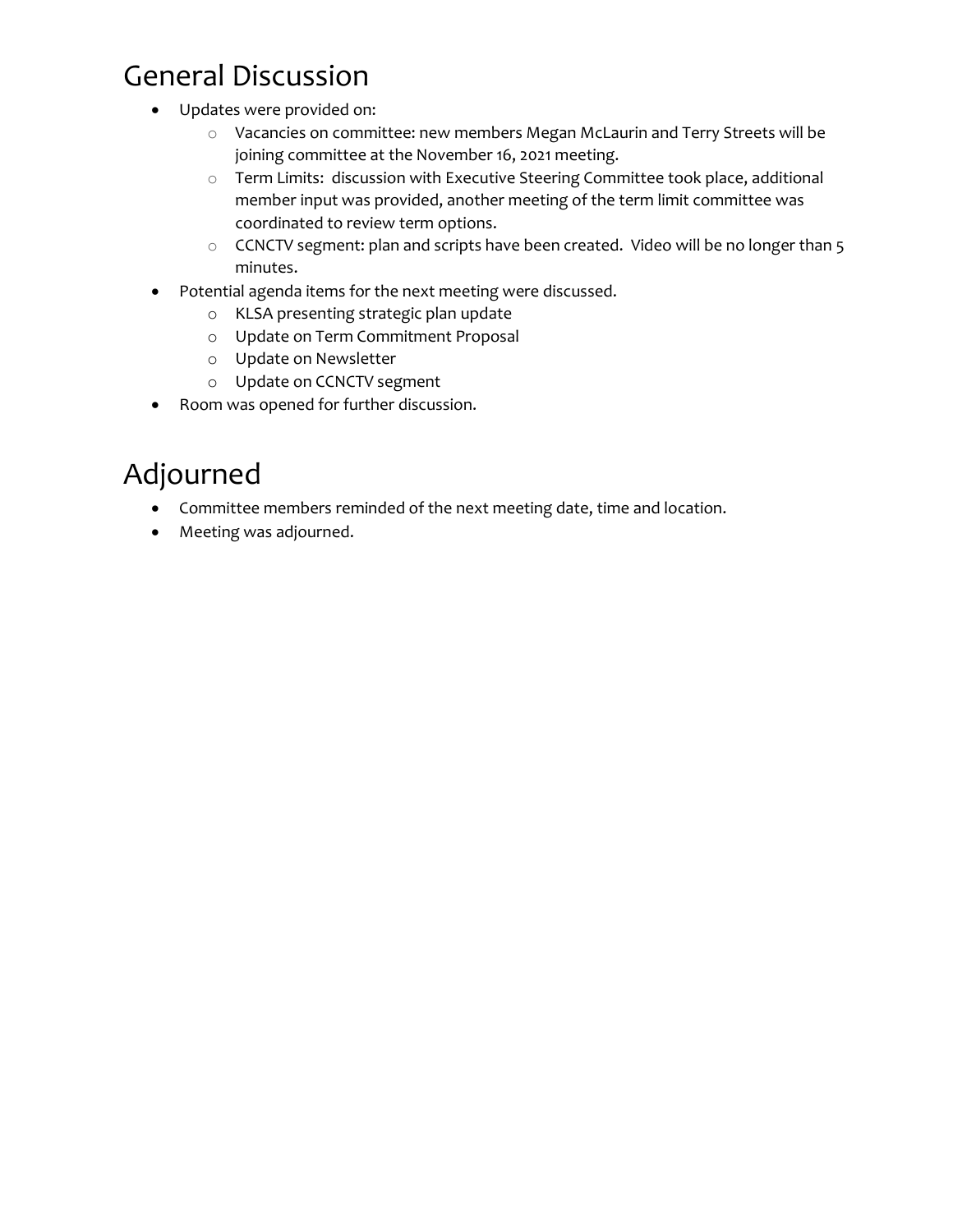# General Discussion

- Updates were provided on:
  - Vacancies on committee: new members Megan McLaurin and Terry Streets will be joining committee at the November 16, 2021 meeting.
  - Term Limits: discussion with Executive Steering Committee took place, additional member input was provided, another meeting of the term limit committee was coordinated to review term options.
  - CCNCTV segment: plan and scripts have been created. Video will be no longer than 5 minutes.
- Potential agenda items for the next meeting were discussed.
  - KLSA presenting strategic plan update
  - Update on Term Commitment Proposal
  - Update on Newsletter
  - Update on CCNCTV segment
- Room was opened for further discussion.

# Adjourned

- Committee members reminded of the next meeting date, time and location.
- Meeting was adjourned.